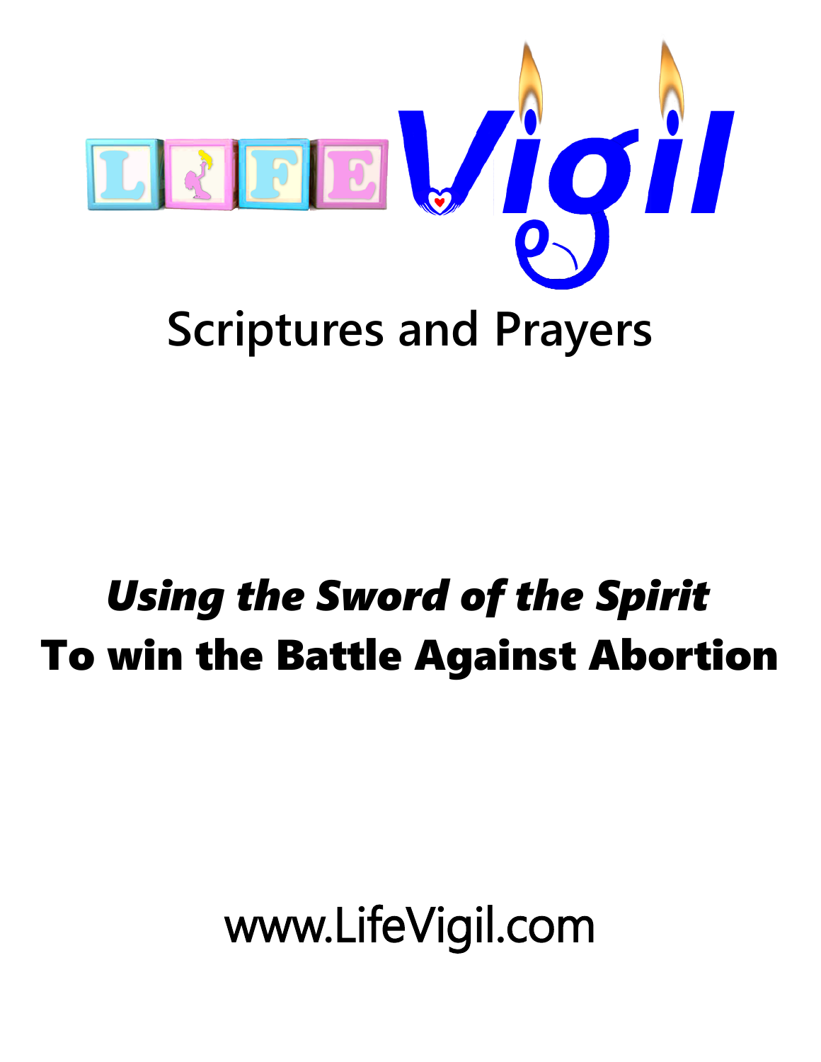# LIFE Vigil

## Scriptures and Prayers

***Using the Sword of the Spirit***

**To win the Battle Against Abortion**

www.LifeVigil.com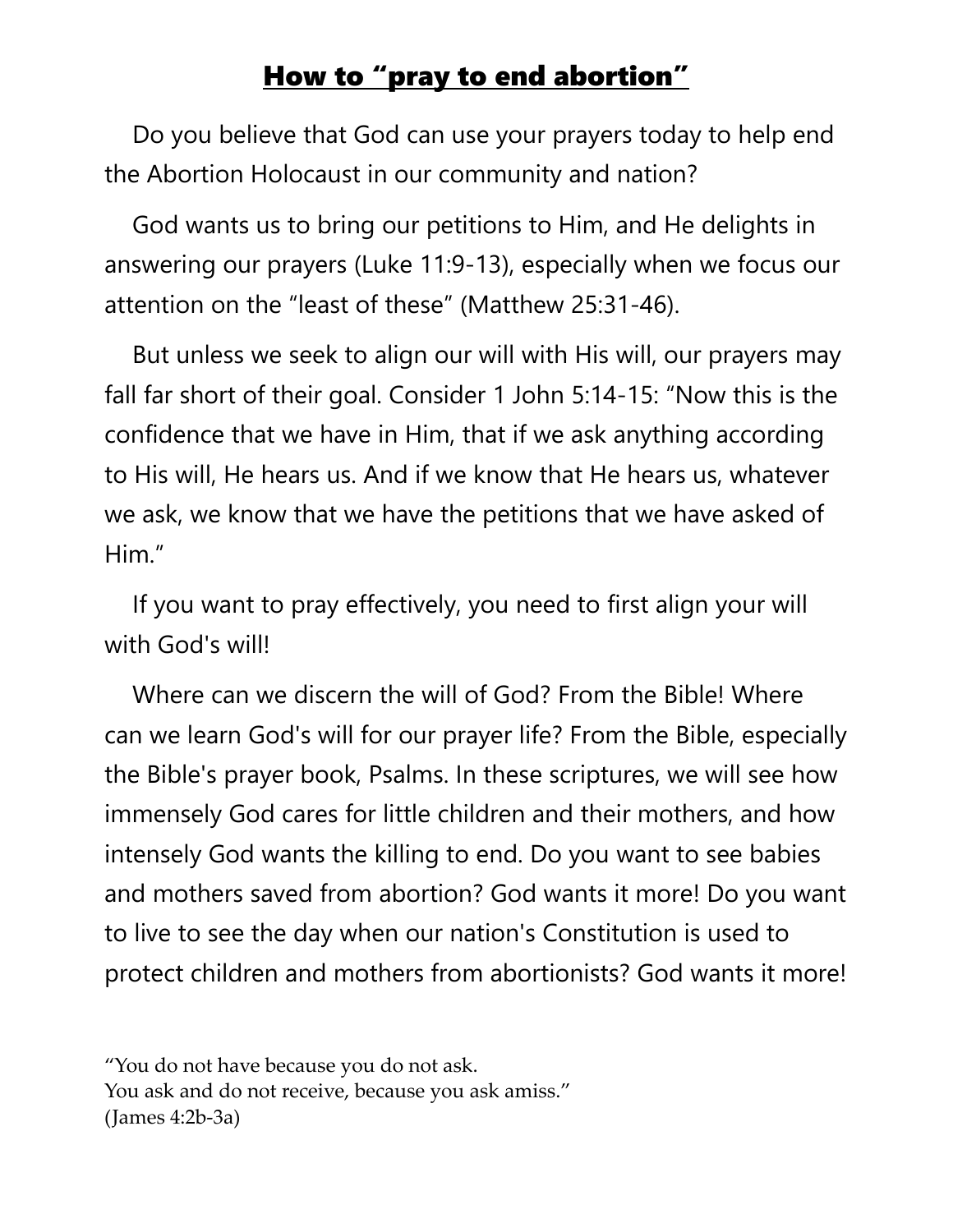# How to "pray to end abortion"

Do you believe that God can use your prayers today to help end the Abortion Holocaust in our community and nation?

God wants us to bring our petitions to Him, and He delights in answering our prayers (Luke 11:9-13), especially when we focus our attention on the "least of these" (Matthew 25:31-46).

But unless we seek to align our will with His will, our prayers may fall far short of their goal. Consider 1 John 5:14-15: "Now this is the confidence that we have in Him, that if we ask anything according to His will, He hears us. And if we know that He hears us, whatever we ask, we know that we have the petitions that we have asked of Him."

If you want to pray effectively, you need to first align your will with God's will!

Where can we discern the will of God? From the Bible! Where can we learn God's will for our prayer life? From the Bible, especially the Bible's prayer book, Psalms. In these scriptures, we will see how immensely God cares for little children and their mothers, and how intensely God wants the killing to end. Do you want to see babies and mothers saved from abortion? God wants it more! Do you want to live to see the day when our nation's Constitution is used to protect children and mothers from abortionists? God wants it more!

"You do not have because you do not ask.
You ask and do not receive, because you ask amiss."
(James 4:2b-3a)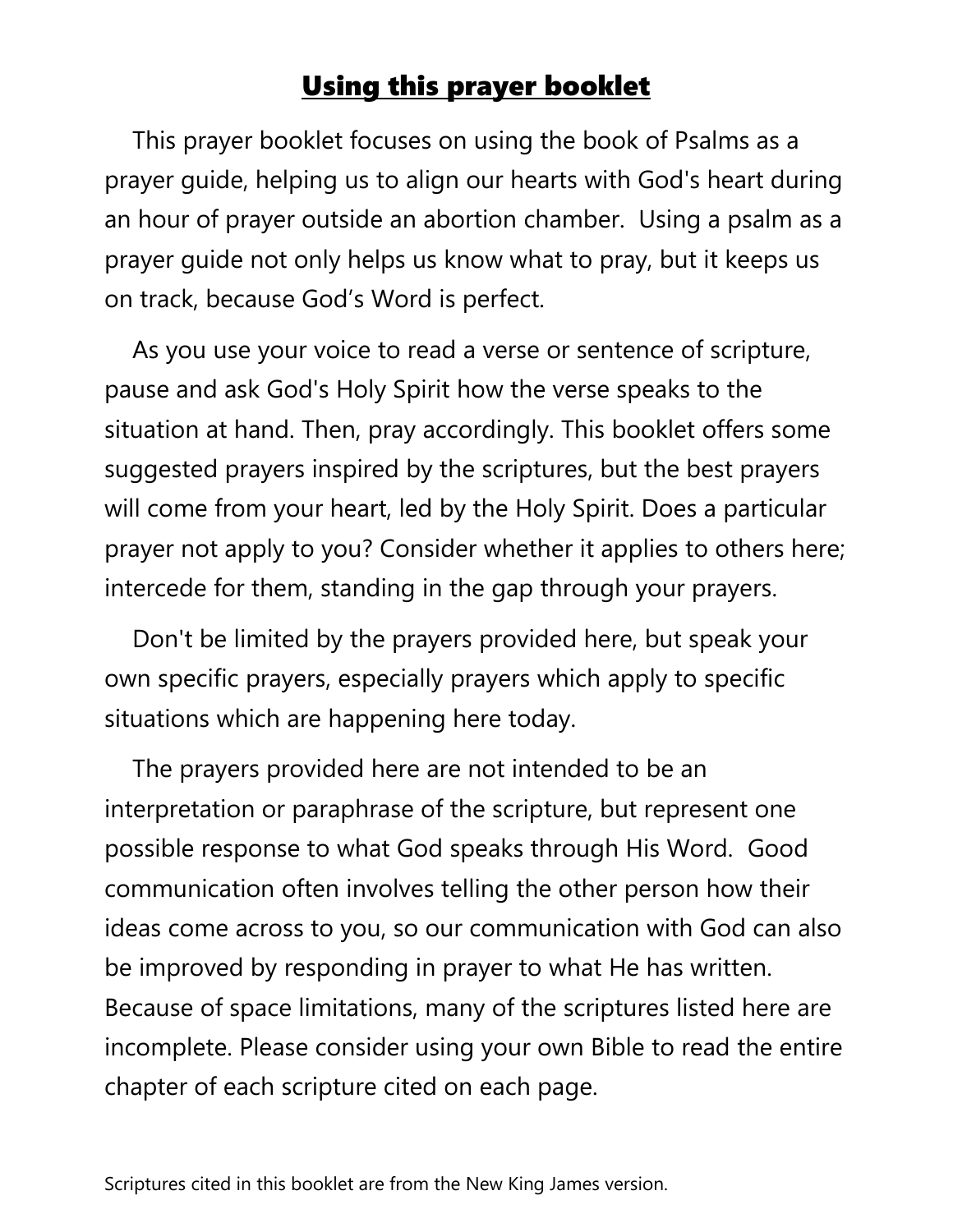# Using this prayer booklet

This prayer booklet focuses on using the book of Psalms as a prayer guide, helping us to align our hearts with God's heart during an hour of prayer outside an abortion chamber. Using a psalm as a prayer guide not only helps us know what to pray, but it keeps us on track, because God's Word is perfect.

As you use your voice to read a verse or sentence of scripture, pause and ask God's Holy Spirit how the verse speaks to the situation at hand. Then, pray accordingly. This booklet offers some suggested prayers inspired by the scriptures, but the best prayers will come from your heart, led by the Holy Spirit. Does a particular prayer not apply to you? Consider whether it applies to others here; intercede for them, standing in the gap through your prayers.

Don't be limited by the prayers provided here, but speak your own specific prayers, especially prayers which apply to specific situations which are happening here today.

The prayers provided here are not intended to be an interpretation or paraphrase of the scripture, but represent one possible response to what God speaks through His Word. Good communication often involves telling the other person how their ideas come across to you, so our communication with God can also be improved by responding in prayer to what He has written. Because of space limitations, many of the scriptures listed here are incomplete. Please consider using your own Bible to read the entire chapter of each scripture cited on each page.

Scriptures cited in this booklet are from the New King James version.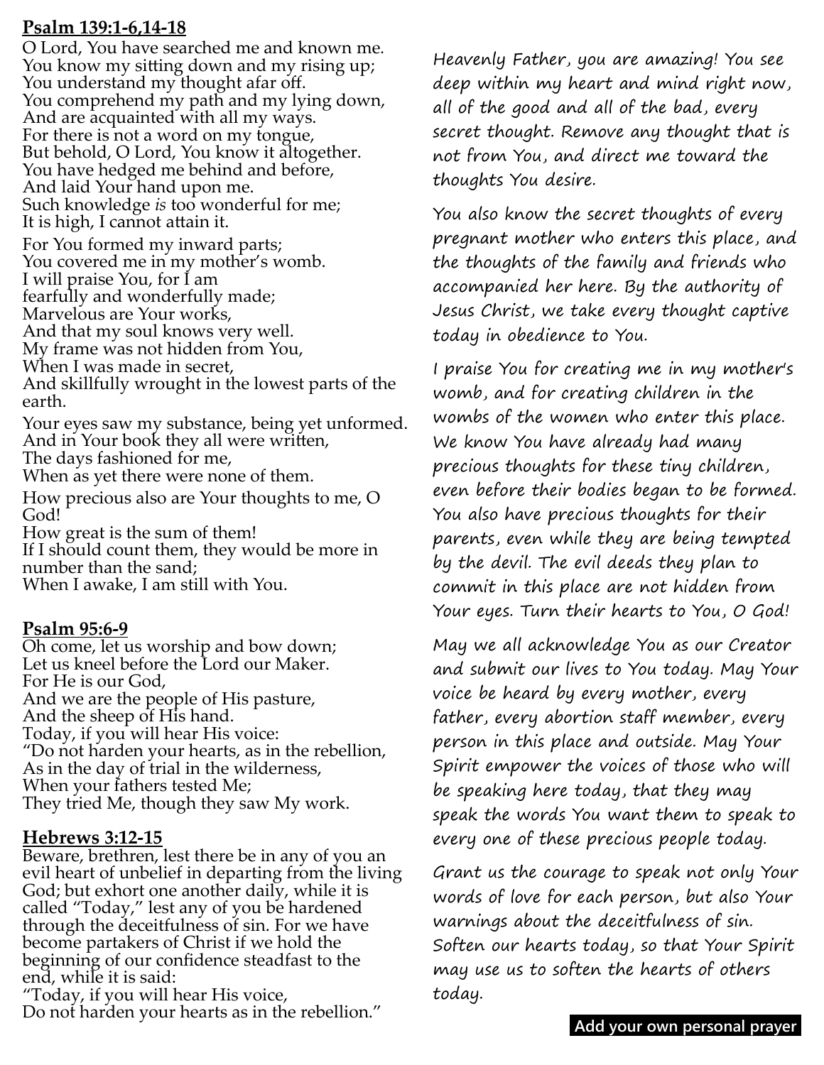**Psalm 139:1-6,14-18**

O Lord, You have searched me and known me.
You know my sitting down and my rising up;
You understand my thought afar off.
You comprehend my path and my lying down,
And are acquainted with all my ways.
For there is not a word on my tongue,
But behold, O Lord, You know it altogether.
You have hedged me behind and before,
And laid Your hand upon me.
Such knowledge *is* too wonderful for me;
It is high, I cannot attain it.

For You formed my inward parts;
You covered me in my mother's womb.
I will praise You, for I am
fearfully and wonderfully made;
Marvelous are Your works,
And that my soul knows very well.
My frame was not hidden from You,
When I was made in secret,
And skillfully wrought in the lowest parts of the earth.

Your eyes saw my substance, being yet unformed.
And in Your book they all were written,
The days fashioned for me,
When as yet there were none of them.

How precious also are Your thoughts to me, O God!
How great is the sum of them!
If I should count them, they would be more in number than the sand;
When I awake, I am still with You.

**Psalm 95:6-9**

Oh come, let us worship and bow down;
Let us kneel before the Lord our Maker.
For He is our God,
And we are the people of His pasture,
And the sheep of His hand.
Today, if you will hear His voice:
"Do not harden your hearts, as in the rebellion,
As in the day of trial in the wilderness,
When your fathers tested Me;
They tried Me, though they saw My work.

**Hebrews 3:12-15**

Beware, brethren, lest there be in any of you an evil heart of unbelief in departing from the living God; but exhort one another daily, while it is called "Today," lest any of you be hardened through the deceitfulness of sin. For we have become partakers of Christ if we hold the beginning of our confidence steadfast to the end, while it is said:
"Today, if you will hear His voice,
Do not harden your hearts as in the rebellion."

Heavenly Father, you are amazing! You see deep within my heart and mind right now, all of the good and all of the bad, every secret thought. Remove any thought that is not from You, and direct me toward the thoughts You desire.

You also know the secret thoughts of every pregnant mother who enters this place, and the thoughts of the family and friends who accompanied her here. By the authority of Jesus Christ, we take every thought captive today in obedience to You.

I praise You for creating me in my mother's womb, and for creating children in the wombs of the women who enter this place. We know You have already had many precious thoughts for these tiny children, even before their bodies began to be formed. You also have precious thoughts for their parents, even while they are being tempted by the devil. The evil deeds they plan to commit in this place are not hidden from Your eyes. Turn their hearts to You, O God!

May we all acknowledge You as our Creator and submit our lives to You today. May Your voice be heard by every mother, every father, every abortion staff member, every person in this place and outside. May Your Spirit empower the voices of those who will be speaking here today, that they may speak the words You want them to speak to every one of these precious people today.

Grant us the courage to speak not only Your words of love for each person, but also Your warnings about the deceitfulness of sin. Soften our hearts today, so that Your Spirit may use us to soften the hearts of others today.

**Add your own personal prayer**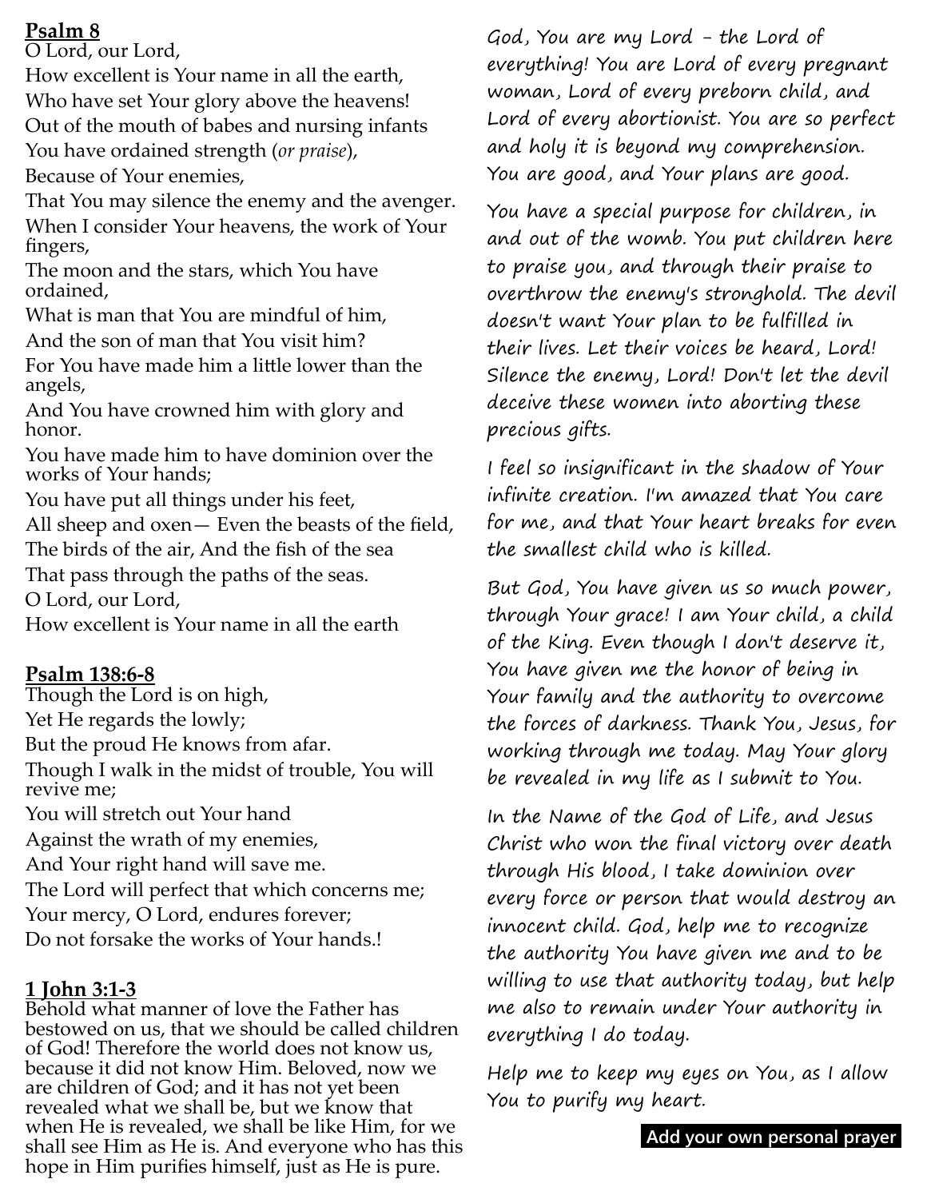**Psalm 8**

O Lord, our Lord,
How excellent is Your name in all the earth,
Who have set Your glory above the heavens!
Out of the mouth of babes and nursing infants
You have ordained strength (*or praise*),
Because of Your enemies,
That You may silence the enemy and the avenger.
When I consider Your heavens, the work of Your fingers,
The moon and the stars, which You have ordained,
What is man that You are mindful of him,
And the son of man that You visit him?
For You have made him a little lower than the angels,
And You have crowned him with glory and honor.
You have made him to have dominion over the works of Your hands;
You have put all things under his feet,
All sheep and oxen— Even the beasts of the field,
The birds of the air, And the fish of the sea
That pass through the paths of the seas.
O Lord, our Lord,
How excellent is Your name in all the earth

**Psalm 138:6-8**

Though the Lord is on high,
Yet He regards the lowly;
But the proud He knows from afar.
Though I walk in the midst of trouble, You will revive me;
You will stretch out Your hand
Against the wrath of my enemies,
And Your right hand will save me.
The Lord will perfect that which concerns me;
Your mercy, O Lord, endures forever;
Do not forsake the works of Your hands.!

**1 John 3:1-3**

Behold what manner of love the Father has bestowed on us, that we should be called children of God! Therefore the world does not know us, because it did not know Him. Beloved, now we are children of God; and it has not yet been revealed what we shall be, but we know that when He is revealed, we shall be like Him, for we shall see Him as He is. And everyone who has this hope in Him purifies himself, just as He is pure.

God, You are my Lord – the Lord of everything! You are Lord of every pregnant woman, Lord of every preborn child, and Lord of every abortionist. You are so perfect and holy it is beyond my comprehension. You are good, and Your plans are good.

You have a special purpose for children, in and out of the womb. You put children here to praise you, and through their praise to overthrow the enemy's stronghold. The devil doesn't want Your plan to be fulfilled in their lives. Let their voices be heard, Lord! Silence the enemy, Lord! Don't let the devil deceive these women into aborting these precious gifts.

I feel so insignificant in the shadow of Your infinite creation. I'm amazed that You care for me, and that Your heart breaks for even the smallest child who is killed.

But God, You have given us so much power, through Your grace! I am Your child, a child of the King. Even though I don't deserve it, You have given me the honor of being in Your family and the authority to overcome the forces of darkness. Thank You, Jesus, for working through me today. May Your glory be revealed in my life as I submit to You.

In the Name of the God of Life, and Jesus Christ who won the final victory over death through His blood, I take dominion over every force or person that would destroy an innocent child. God, help me to recognize the authority You have given me and to be willing to use that authority today, but help me also to remain under Your authority in everything I do today.

Help me to keep my eyes on You, as I allow You to purify my heart.

**Add your own personal prayer**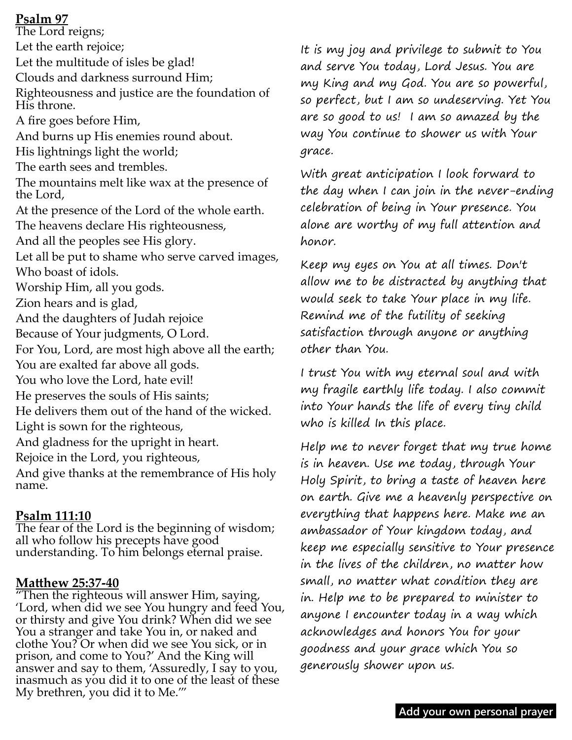**Psalm 97**

The Lord reigns;
Let the earth rejoice;
Let the multitude of isles be glad!
Clouds and darkness surround Him;
Righteousness and justice are the foundation of His throne.
A fire goes before Him,
And burns up His enemies round about.
His lightnings light the world;
The earth sees and trembles.
The mountains melt like wax at the presence of the Lord,
At the presence of the Lord of the whole earth.
The heavens declare His righteousness,
And all the peoples see His glory.
Let all be put to shame who serve carved images,
Who boast of idols.
Worship Him, all you gods.
Zion hears and is glad,
And the daughters of Judah rejoice
Because of Your judgments, O Lord.
For You, Lord, are most high above all the earth;
You are exalted far above all gods.
You who love the Lord, hate evil!
He preserves the souls of His saints;
He delivers them out of the hand of the wicked.
Light is sown for the righteous,
And gladness for the upright in heart.
Rejoice in the Lord, you righteous,
And give thanks at the remembrance of His holy name.

**Psalm 111:10**

The fear of the Lord is the beginning of wisdom; all who follow his precepts have good understanding. To him belongs eternal praise.

**Matthew 25:37-40**

"Then the righteous will answer Him, saying, 'Lord, when did we see You hungry and feed You, or thirsty and give You drink? When did we see You a stranger and take You in, or naked and clothe You? Or when did we see You sick, or in prison, and come to You?' And the King will answer and say to them, 'Assuredly, I say to you, inasmuch as you did it to one of the least of these My brethren, you did it to Me.'"

It is my joy and privilege to submit to You and serve You today, Lord Jesus. You are my King and my God. You are so powerful, so perfect, but I am so undeserving. Yet You are so good to us! I am so amazed by the way You continue to shower us with Your grace.

With great anticipation I look forward to the day when I can join in the never-ending celebration of being in Your presence. You alone are worthy of my full attention and honor.

Keep my eyes on You at all times. Don't allow me to be distracted by anything that would seek to take Your place in my life. Remind me of the futility of seeking satisfaction through anyone or anything other than You.

I trust You with my eternal soul and with my fragile earthly life today. I also commit into Your hands the life of every tiny child who is killed In this place.

Help me to never forget that my true home is in heaven. Use me today, through Your Holy Spirit, to bring a taste of heaven here on earth. Give me a heavenly perspective on everything that happens here. Make me an ambassador of Your kingdom today, and keep me especially sensitive to Your presence in the lives of the children, no matter how small, no matter what condition they are in. Help me to be prepared to minister to anyone I encounter today in a way which acknowledges and honors You for your goodness and your grace which You so generously shower upon us.

**Add your own personal prayer**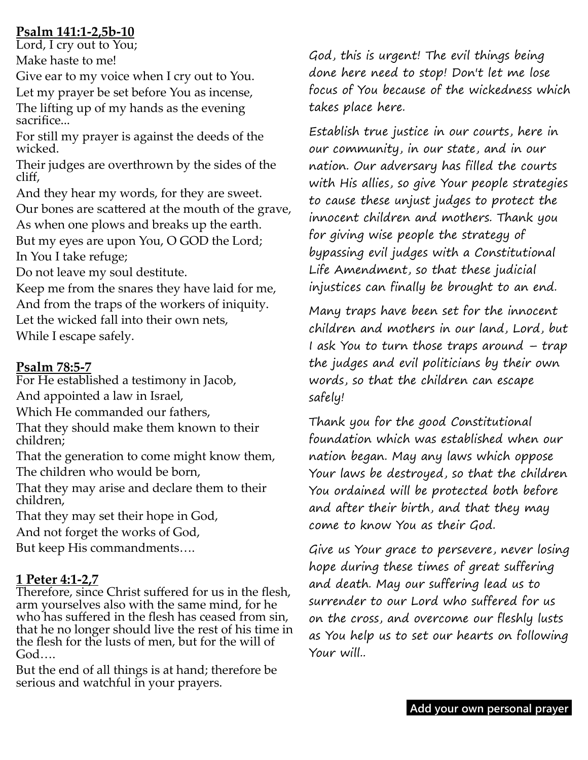**Psalm 141:1-2,5b-10**

Lord, I cry out to You;
Make haste to me!
Give ear to my voice when I cry out to You.
Let my prayer be set before You as incense,
The lifting up of my hands as the evening sacrifice...
For still my prayer is against the deeds of the wicked.
Their judges are overthrown by the sides of the cliff,
And they hear my words, for they are sweet.
Our bones are scattered at the mouth of the grave,
As when one plows and breaks up the earth.
But my eyes are upon You, O GOD the Lord;
In You I take refuge;
Do not leave my soul destitute.
Keep me from the snares they have laid for me,
And from the traps of the workers of iniquity.
Let the wicked fall into their own nets,
While I escape safely.

**Psalm 78:5-7**

For He established a testimony in Jacob,
And appointed a law in Israel,
Which He commanded our fathers,
That they should make them known to their children;
That the generation to come might know them,
The children who would be born,
That they may arise and declare them to their children,
That they may set their hope in God,
And not forget the works of God,
But keep His commandments….

**1 Peter 4:1-2,7**

Therefore, since Christ suffered for us in the flesh, arm yourselves also with the same mind, for he who has suffered in the flesh has ceased from sin, that he no longer should live the rest of his time in the flesh for the lusts of men, but for the will of God….

But the end of all things is at hand; therefore be serious and watchful in your prayers.

God, this is urgent! The evil things being done here need to stop! Don't let me lose focus of You because of the wickedness which takes place here.

Establish true justice in our courts, here in our community, in our state, and in our nation. Our adversary has filled the courts with His allies, so give Your people strategies to cause these unjust judges to protect the innocent children and mothers. Thank you for giving wise people the strategy of bypassing evil judges with a Constitutional Life Amendment, so that these judicial injustices can finally be brought to an end.

Many traps have been set for the innocent children and mothers in our land, Lord, but I ask You to turn those traps around – trap the judges and evil politicians by their own words, so that the children can escape safely!

Thank you for the good Constitutional foundation which was established when our nation began. May any laws which oppose Your laws be destroyed, so that the children You ordained will be protected both before and after their birth, and that they may come to know You as their God.

Give us Your grace to persevere, never losing hope during these times of great suffering and death. May our suffering lead us to surrender to our Lord who suffered for us on the cross, and overcome our fleshly lusts as You help us to set our hearts on following Your will..

**Add your own personal prayer**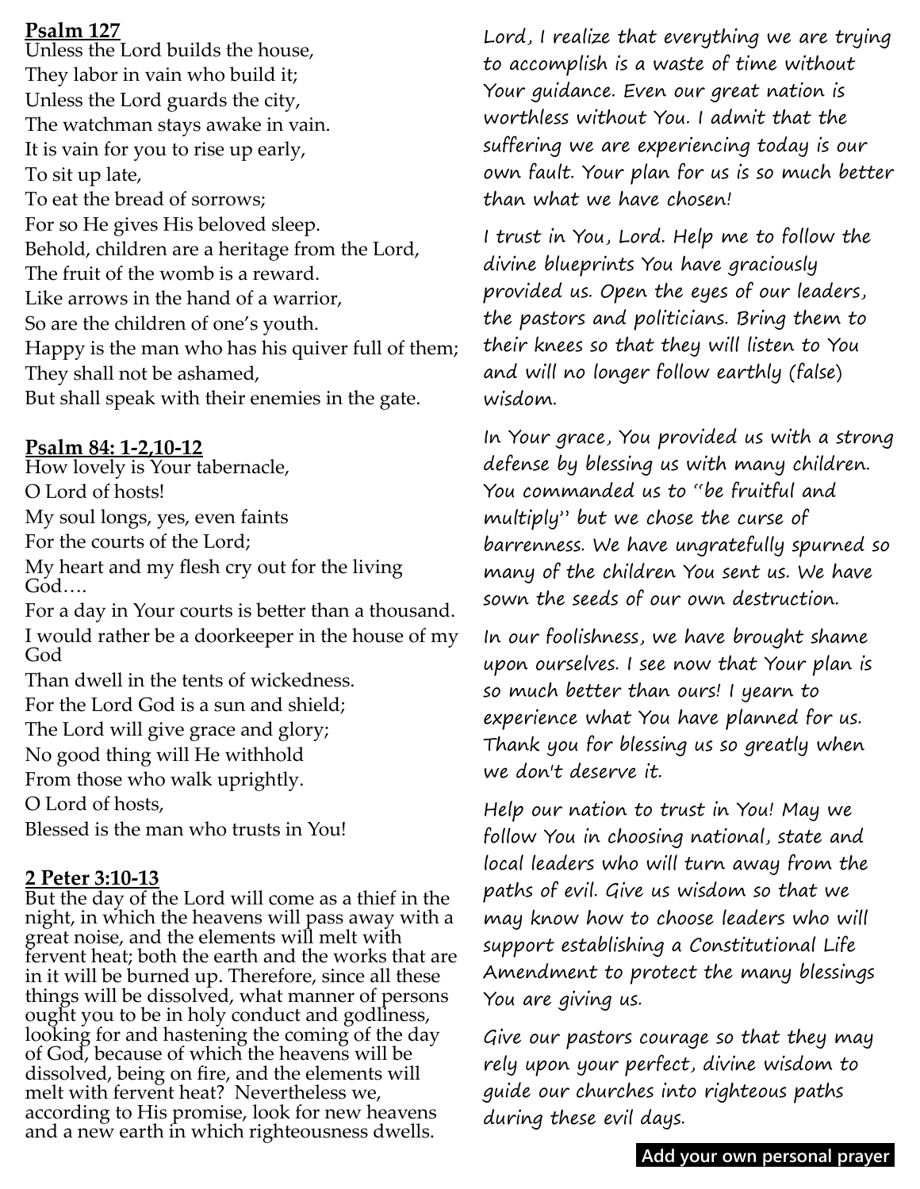**Psalm 127**

Unless the Lord builds the house,
They labor in vain who build it;
Unless the Lord guards the city,
The watchman stays awake in vain.
It is vain for you to rise up early,
To sit up late,
To eat the bread of sorrows;
For so He gives His beloved sleep.
Behold, children are a heritage from the Lord,
The fruit of the womb is a reward.
Like arrows in the hand of a warrior,
So are the children of one's youth.
Happy is the man who has his quiver full of them;
They shall not be ashamed,
But shall speak with their enemies in the gate.

**Psalm 84: 1-2,10-12**

How lovely is Your tabernacle,
O Lord of hosts!
My soul longs, yes, even faints
For the courts of the Lord;
My heart and my flesh cry out for the living God….
For a day in Your courts is better than a thousand.
I would rather be a doorkeeper in the house of my God
Than dwell in the tents of wickedness.
For the Lord God is a sun and shield;
The Lord will give grace and glory;
No good thing will He withhold
From those who walk uprightly.
O Lord of hosts,
Blessed is the man who trusts in You!

**2 Peter 3:10-13**

But the day of the Lord will come as a thief in the night, in which the heavens will pass away with a great noise, and the elements will melt with fervent heat; both the earth and the works that are in it will be burned up. Therefore, since all these things will be dissolved, what manner of persons ought you to be in holy conduct and godliness, looking for and hastening the coming of the day of God, because of which the heavens will be dissolved, being on fire, and the elements will melt with fervent heat? Nevertheless we, according to His promise, look for new heavens and a new earth in which righteousness dwells.

*Lord, I realize that everything we are trying to accomplish is a waste of time without Your guidance. Even our great nation is worthless without You. I admit that the suffering we are experiencing today is our own fault. Your plan for us is so much better than what we have chosen!*

*I trust in You, Lord. Help me to follow the divine blueprints You have graciously provided us. Open the eyes of our leaders, the pastors and politicians. Bring them to their knees so that they will listen to You and will no longer follow earthly (false) wisdom.*

*In Your grace, You provided us with a strong defense by blessing us with many children. You commanded us to "be fruitful and multiply" but we chose the curse of barrenness. We have ungratefully spurned so many of the children You sent us. We have sown the seeds of our own destruction.*

*In our foolishness, we have brought shame upon ourselves. I see now that Your plan is so much better than ours! I yearn to experience what You have planned for us. Thank you for blessing us so greatly when we don't deserve it.*

*Help our nation to trust in You! May we follow You in choosing national, state and local leaders who will turn away from the paths of evil. Give us wisdom so that we may know how to choose leaders who will support establishing a Constitutional Life Amendment to protect the many blessings You are giving us.*

*Give our pastors courage so that they may rely upon your perfect, divine wisdom to guide our churches into righteous paths during these evil days.*

**Add your own personal prayer**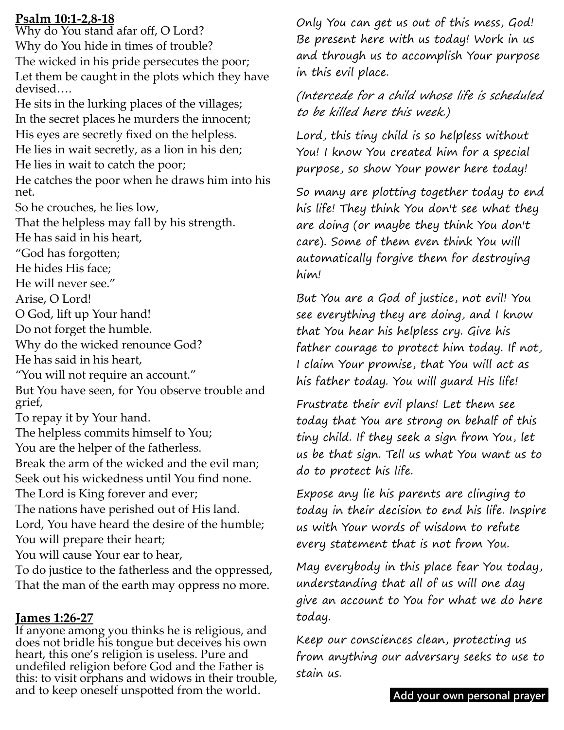**Psalm 10:1-2,8-18**

Why do You stand afar off, O Lord?
Why do You hide in times of trouble?
The wicked in his pride persecutes the poor;
Let them be caught in the plots which they have devised….
He sits in the lurking places of the villages;
In the secret places he murders the innocent;
His eyes are secretly fixed on the helpless.
He lies in wait secretly, as a lion in his den;
He lies in wait to catch the poor;
He catches the poor when he draws him into his net.
So he crouches, he lies low,
That the helpless may fall by his strength.
He has said in his heart,
"God has forgotten;
He hides His face;
He will never see."
Arise, O Lord!
O God, lift up Your hand!
Do not forget the humble.
Why do the wicked renounce God?
He has said in his heart,
"You will not require an account."
But You have seen, for You observe trouble and grief,
To repay it by Your hand.
The helpless commits himself to You;
You are the helper of the fatherless.
Break the arm of the wicked and the evil man;
Seek out his wickedness until You find none.
The Lord is King forever and ever;
The nations have perished out of His land.
Lord, You have heard the desire of the humble;
You will prepare their heart;
You will cause Your ear to hear,
To do justice to the fatherless and the oppressed,
That the man of the earth may oppress no more.

**James 1:26-27**

If anyone among you thinks he is religious, and does not bridle his tongue but deceives his own heart, this one's religion is useless. Pure and undefiled religion before God and the Father is this: to visit orphans and widows in their trouble, and to keep oneself unspotted from the world.

Only You can get us out of this mess, God! Be present here with us today! Work in us and through us to accomplish Your purpose in this evil place.

*(Intercede for a child whose life is scheduled to be killed here this week.)*

Lord, this tiny child is so helpless without You! I know You created him for a special purpose, so show Your power here today!

So many are plotting together today to end his life! They think You don't see what they are doing (or maybe they think You don't care). Some of them even think You will automatically forgive them for destroying him!

But You are a God of justice, not evil! You see everything they are doing, and I know that You hear his helpless cry. Give his father courage to protect him today. If not, I claim Your promise, that You will act as his father today. You will guard His life!

Frustrate their evil plans! Let them see today that You are strong on behalf of this tiny child. If they seek a sign from You, let us be that sign. Tell us what You want us to do to protect his life.

Expose any lie his parents are clinging to today in their decision to end his life. Inspire us with Your words of wisdom to refute every statement that is not from You.

May everybody in this place fear You today, understanding that all of us will one day give an account to You for what we do here today.

Keep our consciences clean, protecting us from anything our adversary seeks to use to stain us.

**Add your own personal prayer**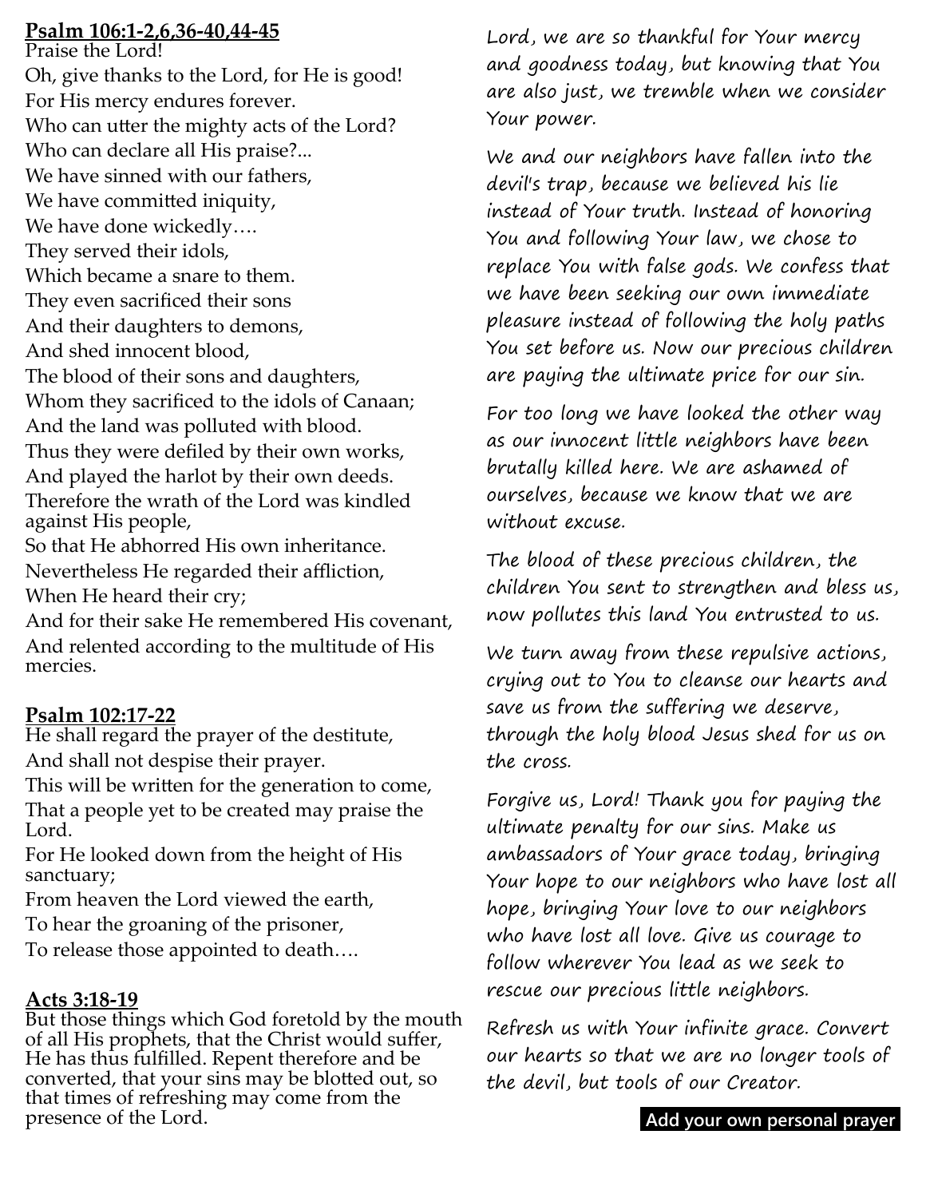**Psalm 106:1-2,6,36-40,44-45**

Praise the Lord!
Oh, give thanks to the Lord, for He is good!
For His mercy endures forever.
Who can utter the mighty acts of the Lord?
Who can declare all His praise?...
We have sinned with our fathers,
We have committed iniquity,
We have done wickedly….
They served their idols,
Which became a snare to them.
They even sacrificed their sons
And their daughters to demons,
And shed innocent blood,
The blood of their sons and daughters,
Whom they sacrificed to the idols of Canaan;
And the land was polluted with blood.
Thus they were defiled by their own works,
And played the harlot by their own deeds.
Therefore the wrath of the Lord was kindled against His people,
So that He abhorred His own inheritance.
Nevertheless He regarded their affliction,
When He heard their cry;
And for their sake He remembered His covenant,
And relented according to the multitude of His mercies.

**Psalm 102:17-22**

He shall regard the prayer of the destitute,
And shall not despise their prayer.
This will be written for the generation to come,
That a people yet to be created may praise the Lord.
For He looked down from the height of His sanctuary;
From heaven the Lord viewed the earth,
To hear the groaning of the prisoner,
To release those appointed to death….

**Acts 3:18-19**

But those things which God foretold by the mouth of all His prophets, that the Christ would suffer, He has thus fulfilled. Repent therefore and be converted, that your sins may be blotted out, so that times of refreshing may come from the presence of the Lord.

Lord, we are so thankful for Your mercy and goodness today, but knowing that You are also just, we tremble when we consider Your power.

We and our neighbors have fallen into the devil's trap, because we believed his lie instead of Your truth. Instead of honoring You and following Your law, we chose to replace You with false gods. We confess that we have been seeking our own immediate pleasure instead of following the holy paths You set before us. Now our precious children are paying the ultimate price for our sin.

For too long we have looked the other way as our innocent little neighbors have been brutally killed here. We are ashamed of ourselves, because we know that we are without excuse.

The blood of these precious children, the children You sent to strengthen and bless us, now pollutes this land You entrusted to us.

We turn away from these repulsive actions, crying out to You to cleanse our hearts and save us from the suffering we deserve, through the holy blood Jesus shed for us on the cross.

Forgive us, Lord! Thank you for paying the ultimate penalty for our sins. Make us ambassadors of Your grace today, bringing Your hope to our neighbors who have lost all hope, bringing Your love to our neighbors who have lost all love. Give us courage to follow wherever You lead as we seek to rescue our precious little neighbors.

Refresh us with Your infinite grace. Convert our hearts so that we are no longer tools of the devil, but tools of our Creator.

**Add your own personal prayer**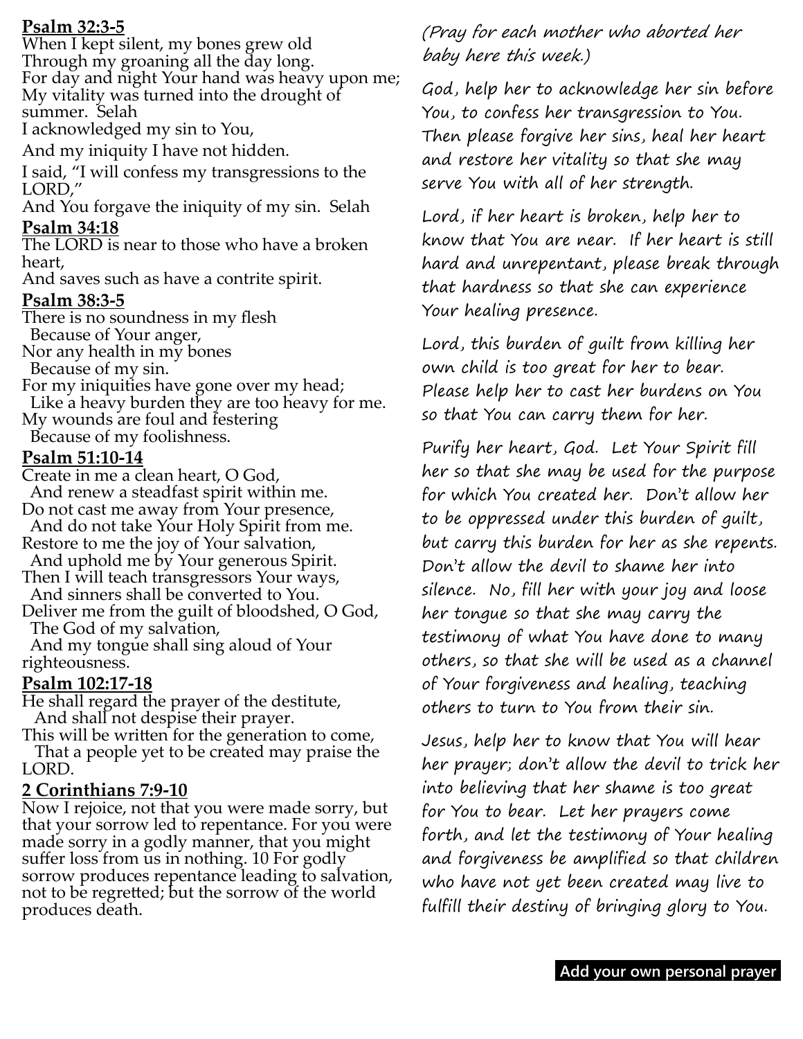**Psalm 32:3-5**

When I kept silent, my bones grew old
Through my groaning all the day long.
For day and night Your hand was heavy upon me;
My vitality was turned into the drought of summer. Selah
I acknowledged my sin to You,
And my iniquity I have not hidden.
I said, "I will confess my transgressions to the LORD,"
And You forgave the iniquity of my sin. Selah

**Psalm 34:18**

The LORD is near to those who have a broken heart,
And saves such as have a contrite spirit.

**Psalm 38:3-5**

There is no soundness in my flesh
Because of Your anger,
Nor any health in my bones
Because of my sin.
For my iniquities have gone over my head;
Like a heavy burden they are too heavy for me.
My wounds are foul and festering
Because of my foolishness.

**Psalm 51:10-14**

Create in me a clean heart, O God,
And renew a steadfast spirit within me.
Do not cast me away from Your presence,
And do not take Your Holy Spirit from me.
Restore to me the joy of Your salvation,
And uphold me by Your generous Spirit.
Then I will teach transgressors Your ways,
And sinners shall be converted to You.
Deliver me from the guilt of bloodshed, O God,
The God of my salvation,
And my tongue shall sing aloud of Your righteousness.

**Psalm 102:17-18**

He shall regard the prayer of the destitute,
And shall not despise their prayer.
This will be written for the generation to come,
That a people yet to be created may praise the LORD.

**2 Corinthians 7:9-10**

Now I rejoice, not that you were made sorry, but that your sorrow led to repentance. For you were made sorry in a godly manner, that you might suffer loss from us in nothing. 10 For godly sorrow produces repentance leading to salvation, not to be regretted; but the sorrow of the world produces death.

*(Pray for each mother who aborted her baby here this week.)*

God, help her to acknowledge her sin before You, to confess her transgression to You. Then please forgive her sins, heal her heart and restore her vitality so that she may serve You with all of her strength.

Lord, if her heart is broken, help her to know that You are near. If her heart is still hard and unrepentant, please break through that hardness so that she can experience Your healing presence.

Lord, this burden of guilt from killing her own child is too great for her to bear. Please help her to cast her burdens on You so that You can carry them for her.

Purify her heart, God. Let Your Spirit fill her so that she may be used for the purpose for which You created her. Don't allow her to be oppressed under this burden of guilt, but carry this burden for her as she repents. Don't allow the devil to shame her into silence. No, fill her with your joy and loose her tongue so that she may carry the testimony of what You have done to many others, so that she will be used as a channel of Your forgiveness and healing, teaching others to turn to You from their sin.

Jesus, help her to know that You will hear her prayer; don't allow the devil to trick her into believing that her shame is too great for You to bear. Let her prayers come forth, and let the testimony of Your healing and forgiveness be amplified so that children who have not yet been created may live to fulfill their destiny of bringing glory to You.

**Add your own personal prayer**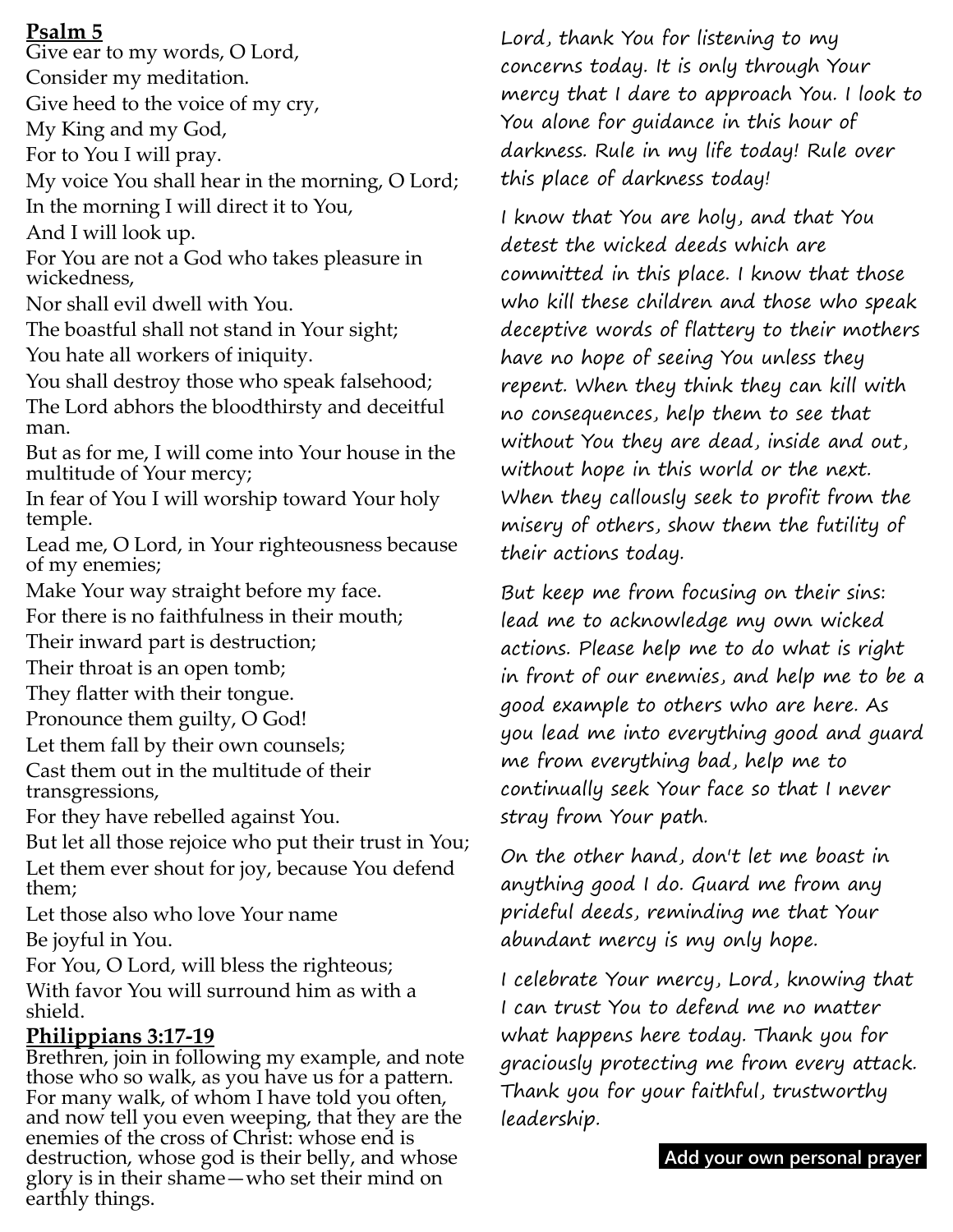## Psalm 5

Give ear to my words, O Lord,
Consider my meditation.
Give heed to the voice of my cry,
My King and my God,
For to You I will pray.
My voice You shall hear in the morning, O Lord;
In the morning I will direct it to You,
And I will look up.
For You are not a God who takes pleasure in wickedness,
Nor shall evil dwell with You.
The boastful shall not stand in Your sight;
You hate all workers of iniquity.
You shall destroy those who speak falsehood;
The Lord abhors the bloodthirsty and deceitful man.
But as for me, I will come into Your house in the multitude of Your mercy;
In fear of You I will worship toward Your holy temple.
Lead me, O Lord, in Your righteousness because of my enemies;
Make Your way straight before my face.
For there is no faithfulness in their mouth;
Their inward part is destruction;
Their throat is an open tomb;
They flatter with their tongue.
Pronounce them guilty, O God!
Let them fall by their own counsels;
Cast them out in the multitude of their transgressions,
For they have rebelled against You.
But let all those rejoice who put their trust in You;
Let them ever shout for joy, because You defend them;
Let those also who love Your name
Be joyful in You.
For You, O Lord, will bless the righteous;
With favor You will surround him as with a shield.

## Philippians 3:17-19

Brethren, join in following my example, and note those who so walk, as you have us for a pattern. For many walk, of whom I have told you often, and now tell you even weeping, that they are the enemies of the cross of Christ: whose end is destruction, whose god is their belly, and whose glory is in their shame—who set their mind on earthly things.

*Lord, thank You for listening to my concerns today. It is only through Your mercy that I dare to approach You. I look to You alone for guidance in this hour of darkness. Rule in my life today! Rule over this place of darkness today!*

*I know that You are holy, and that You detest the wicked deeds which are committed in this place. I know that those who kill these children and those who speak deceptive words of flattery to their mothers have no hope of seeing You unless they repent. When they think they can kill with no consequences, help them to see that without You they are dead, inside and out, without hope in this world or the next. When they callously seek to profit from the misery of others, show them the futility of their actions today.*

*But keep me from focusing on their sins: lead me to acknowledge my own wicked actions. Please help me to do what is right in front of our enemies, and help me to be a good example to others who are here. As you lead me into everything good and guard me from everything bad, help me to continually seek Your face so that I never stray from Your path.*

*On the other hand, don't let me boast in anything good I do. Guard me from any prideful deeds, reminding me that Your abundant mercy is my only hope.*

*I celebrate Your mercy, Lord, knowing that I can trust You to defend me no matter what happens here today. Thank you for graciously protecting me from every attack. Thank you for your faithful, trustworthy leadership.*

**Add your own personal prayer**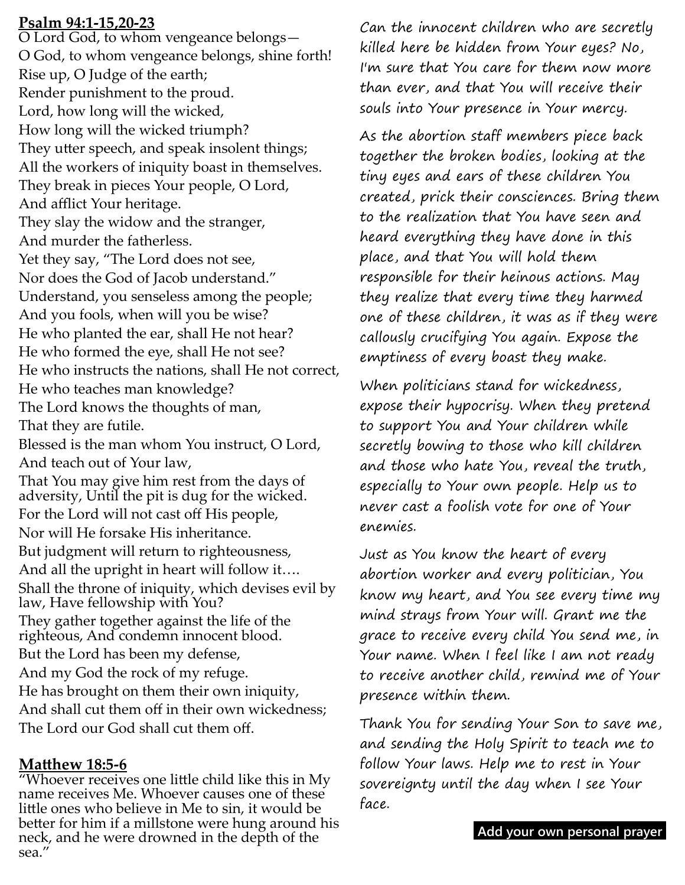**Psalm 94:1-15,20-23**

O Lord God, to whom vengeance belongs—
O God, to whom vengeance belongs, shine forth!
Rise up, O Judge of the earth;
Render punishment to the proud.
Lord, how long will the wicked,
How long will the wicked triumph?
They utter speech, and speak insolent things;
All the workers of iniquity boast in themselves.
They break in pieces Your people, O Lord,
And afflict Your heritage.
They slay the widow and the stranger,
And murder the fatherless.
Yet they say, "The Lord does not see,
Nor does the God of Jacob understand."
Understand, you senseless among the people;
And you fools, when will you be wise?
He who planted the ear, shall He not hear?
He who formed the eye, shall He not see?
He who instructs the nations, shall He not correct,
He who teaches man knowledge?
The Lord knows the thoughts of man,
That they are futile.
Blessed is the man whom You instruct, O Lord,
And teach out of Your law,
That You may give him rest from the days of adversity, Until the pit is dug for the wicked.
For the Lord will not cast off His people,
Nor will He forsake His inheritance.
But judgment will return to righteousness,
And all the upright in heart will follow it….
Shall the throne of iniquity, which devises evil by law, Have fellowship with You?
They gather together against the life of the righteous, And condemn innocent blood.
But the Lord has been my defense,
And my God the rock of my refuge.
He has brought on them their own iniquity,
And shall cut them off in their own wickedness;
The Lord our God shall cut them off.

**Matthew 18:5-6**

"Whoever receives one little child like this in My name receives Me. Whoever causes one of these little ones who believe in Me to sin, it would be better for him if a millstone were hung around his neck, and he were drowned in the depth of the sea."

Can the innocent children who are secretly killed here be hidden from Your eyes? No, I'm sure that You care for them now more than ever, and that You will receive their souls into Your presence in Your mercy.

As the abortion staff members piece back together the broken bodies, looking at the tiny eyes and ears of these children You created, prick their consciences. Bring them to the realization that You have seen and heard everything they have done in this place, and that You will hold them responsible for their heinous actions. May they realize that every time they harmed one of these children, it was as if they were callously crucifying You again. Expose the emptiness of every boast they make.

When politicians stand for wickedness, expose their hypocrisy. When they pretend to support You and Your children while secretly bowing to those who kill children and those who hate You, reveal the truth, especially to Your own people. Help us to never cast a foolish vote for one of Your enemies.

Just as You know the heart of every abortion worker and every politician, You know my heart, and You see every time my mind strays from Your will. Grant me the grace to receive every child You send me, in Your name. When I feel like I am not ready to receive another child, remind me of Your presence within them.

Thank You for sending Your Son to save me, and sending the Holy Spirit to teach me to follow Your laws. Help me to rest in Your sovereignty until the day when I see Your face.

**Add your own personal prayer**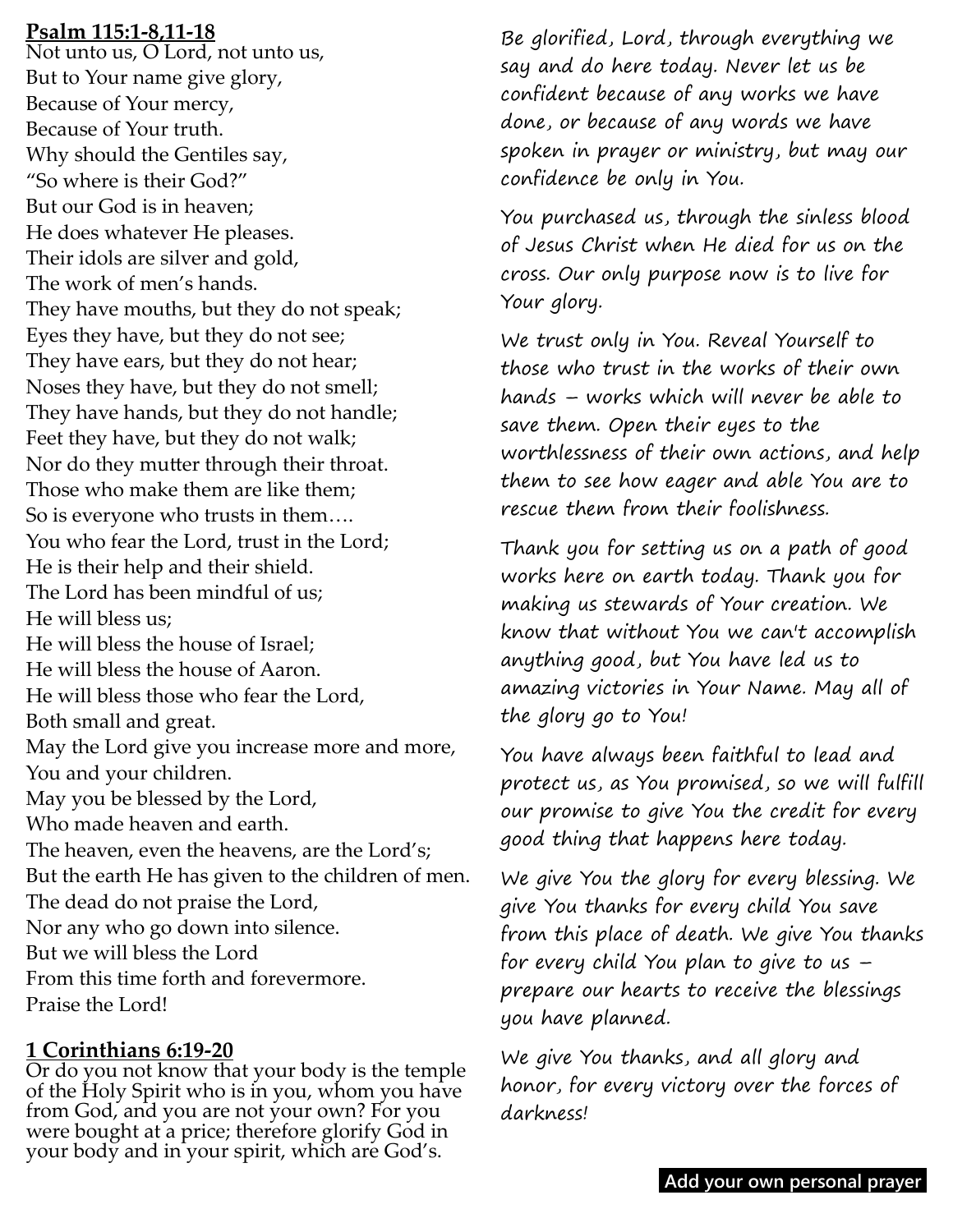**Psalm 115:1-8,11-18**

Not unto us, O Lord, not unto us,
But to Your name give glory,
Because of Your mercy,
Because of Your truth.
Why should the Gentiles say,
"So where is their God?"
But our God is in heaven;
He does whatever He pleases.
Their idols are silver and gold,
The work of men's hands.
They have mouths, but they do not speak;
Eyes they have, but they do not see;
They have ears, but they do not hear;
Noses they have, but they do not smell;
They have hands, but they do not handle;
Feet they have, but they do not walk;
Nor do they mutter through their throat.
Those who make them are like them;
So is everyone who trusts in them….
You who fear the Lord, trust in the Lord;
He is their help and their shield.
The Lord has been mindful of us;
He will bless us;
He will bless the house of Israel;
He will bless the house of Aaron.
He will bless those who fear the Lord,
Both small and great.
May the Lord give you increase more and more,
You and your children.
May you be blessed by the Lord,
Who made heaven and earth.
The heaven, even the heavens, are the Lord's;
But the earth He has given to the children of men.
The dead do not praise the Lord,
Nor any who go down into silence.
But we will bless the Lord
From this time forth and forevermore.
Praise the Lord!

**1 Corinthians 6:19-20**

Or do you not know that your body is the temple of the Holy Spirit who is in you, whom you have from God, and you are not your own? For you were bought at a price; therefore glorify God in your body and in your spirit, which are God's.

Be glorified, Lord, through everything we say and do here today. Never let us be confident because of any works we have done, or because of any words we have spoken in prayer or ministry, but may our confidence be only in You.

You purchased us, through the sinless blood of Jesus Christ when He died for us on the cross. Our only purpose now is to live for Your glory.

We trust only in You. Reveal Yourself to those who trust in the works of their own hands – works which will never be able to save them. Open their eyes to the worthlessness of their own actions, and help them to see how eager and able You are to rescue them from their foolishness.

Thank you for setting us on a path of good works here on earth today. Thank you for making us stewards of Your creation. We know that without You we can't accomplish anything good, but You have led us to amazing victories in Your Name. May all of the glory go to You!

You have always been faithful to lead and protect us, as You promised, so we will fulfill our promise to give You the credit for every good thing that happens here today.

We give You the glory for every blessing. We give You thanks for every child You save from this place of death. We give You thanks for every child You plan to give to us – prepare our hearts to receive the blessings you have planned.

We give You thanks, and all glory and honor, for every victory over the forces of darkness!

**Add your own personal prayer**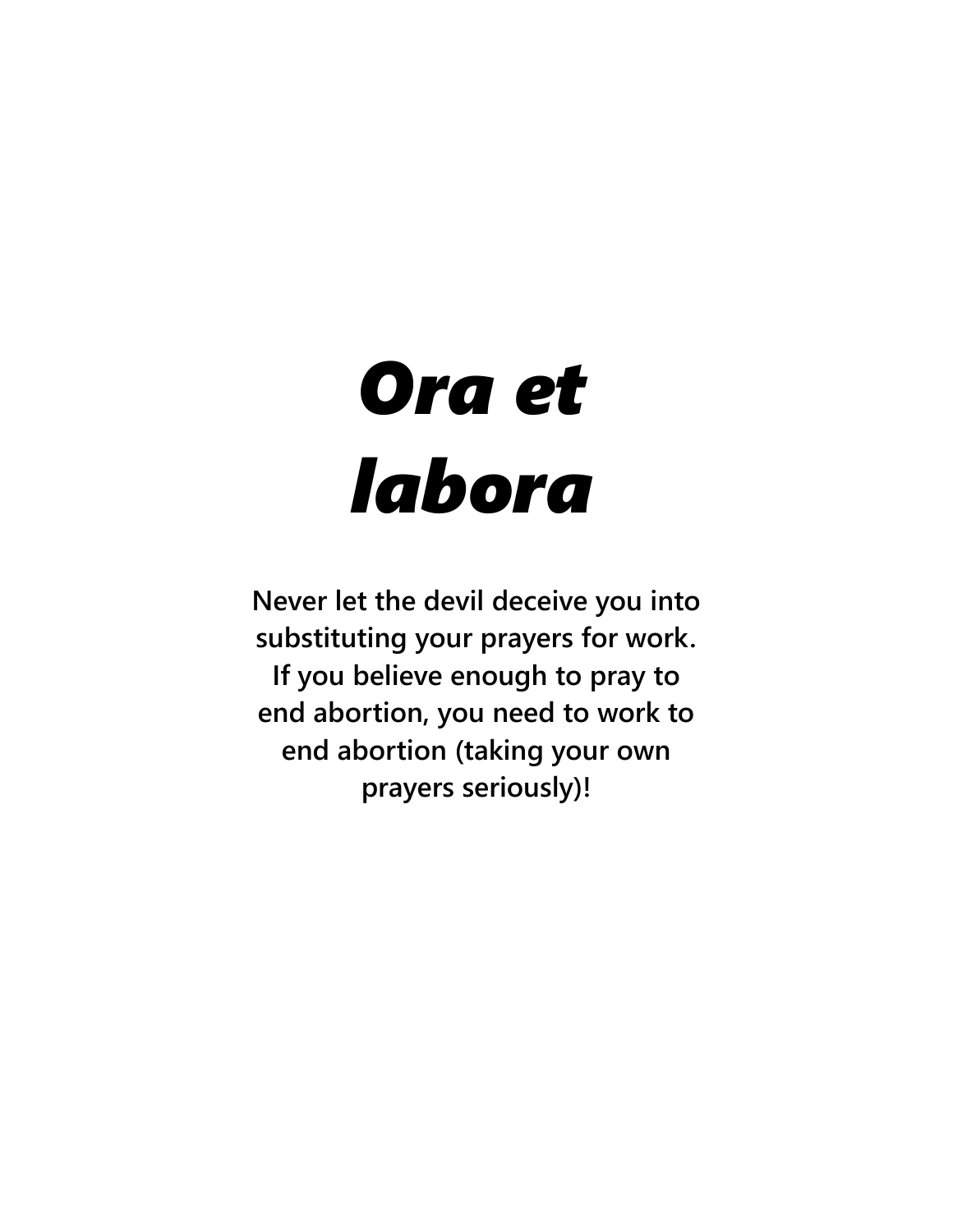# *Ora et labora*

**Never let the devil deceive you into substituting your prayers for work. If you believe enough to pray to end abortion, you need to work to end abortion (taking your own prayers seriously)!**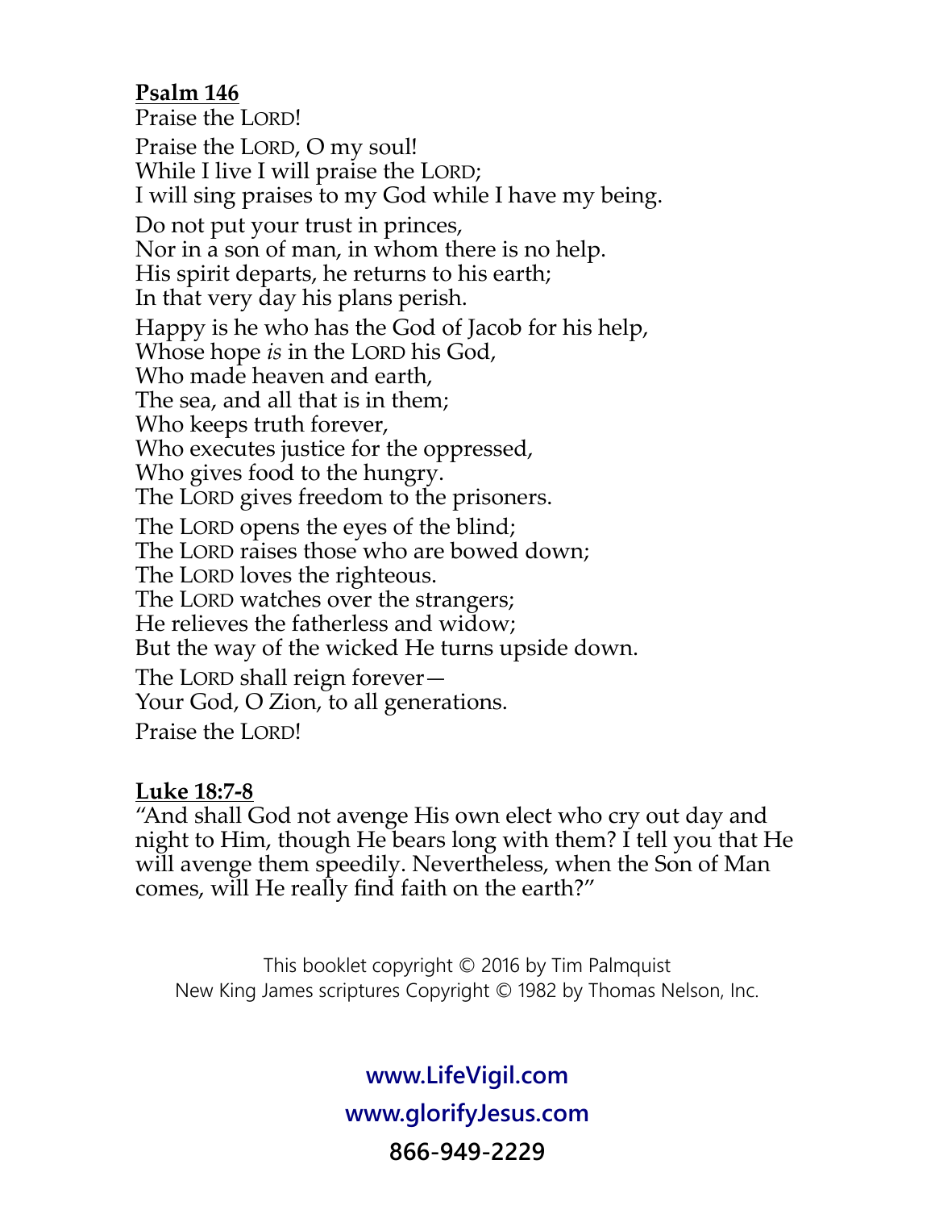**Psalm 146**

Praise the LORD!

Praise the LORD, O my soul!
While I live I will praise the LORD;
I will sing praises to my God while I have my being.

Do not put your trust in princes,
Nor in a son of man, in whom there is no help.
His spirit departs, he returns to his earth;
In that very day his plans perish.

Happy is he who has the God of Jacob for his help,
Whose hope *is* in the LORD his God,
Who made heaven and earth,
The sea, and all that is in them;
Who keeps truth forever,
Who executes justice for the oppressed,
Who gives food to the hungry.
The LORD gives freedom to the prisoners.

The LORD opens the eyes of the blind;
The LORD raises those who are bowed down;
The LORD loves the righteous.
The LORD watches over the strangers;
He relieves the fatherless and widow;
But the way of the wicked He turns upside down.

The LORD shall reign forever—
Your God, O Zion, to all generations.

Praise the LORD!

**Luke 18:7-8**

"And shall God not avenge His own elect who cry out day and night to Him, though He bears long with them? I tell you that He will avenge them speedily. Nevertheless, when the Son of Man comes, will He really find faith on the earth?"

This booklet copyright © 2016 by Tim Palmquist
New King James scriptures Copyright © 1982 by Thomas Nelson, Inc.

**www.LifeVigil.com**
**www.glorifyJesus.com**
**866-949-2229**